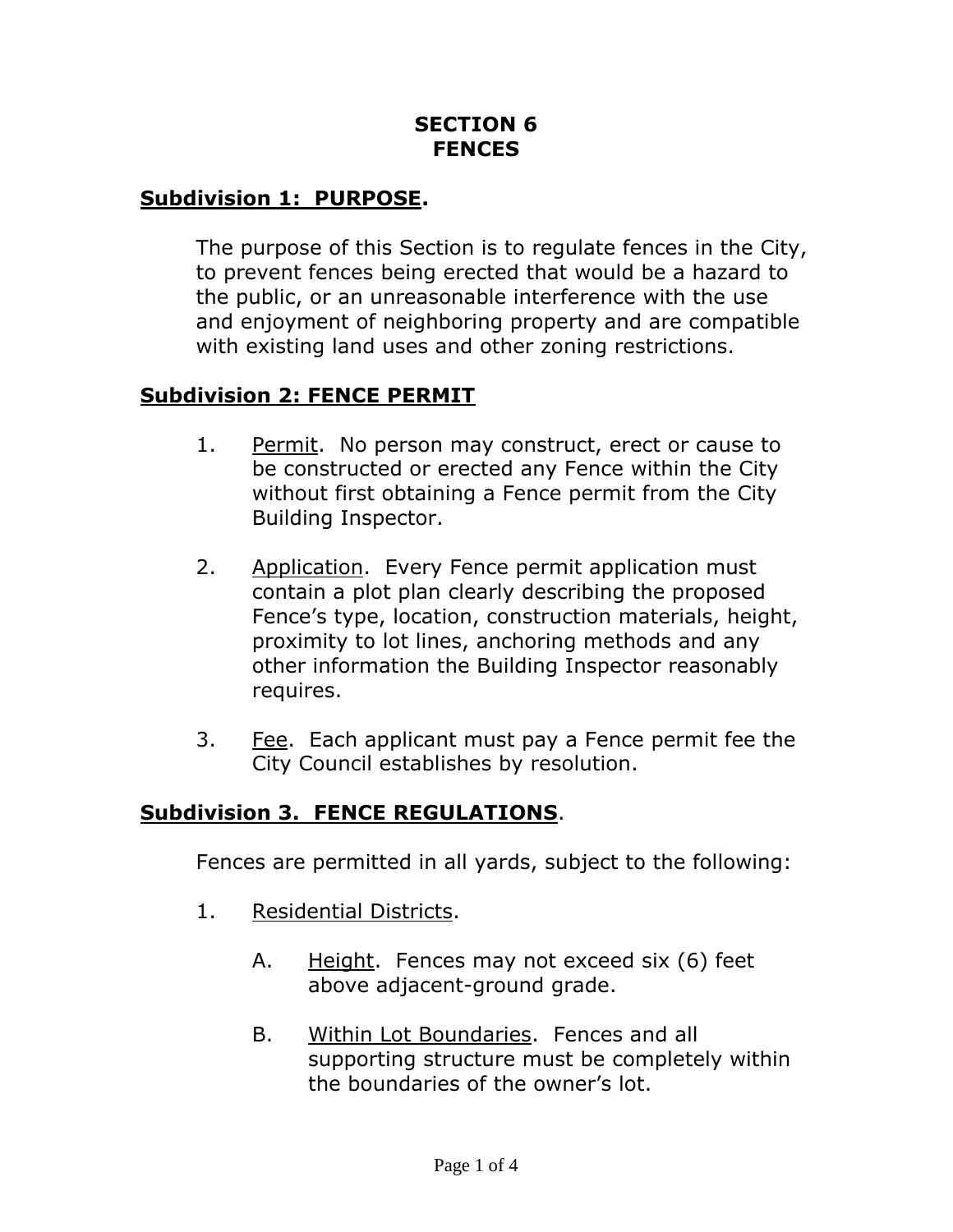# SECTION 6
# FENCES

## **Subdivision 1: PURPOSE.**

The purpose of this Section is to regulate fences in the City, to prevent fences being erected that would be a hazard to the public, or an unreasonable interference with the use and enjoyment of neighboring property and are compatible with existing land uses and other zoning restrictions.

## **Subdivision 2: FENCE PERMIT**

1. Permit. No person may construct, erect or cause to be constructed or erected any Fence within the City without first obtaining a Fence permit from the City Building Inspector.

2. Application. Every Fence permit application must contain a plot plan clearly describing the proposed Fence's type, location, construction materials, height, proximity to lot lines, anchoring methods and any other information the Building Inspector reasonably requires.

3. Fee. Each applicant must pay a Fence permit fee the City Council establishes by resolution.

## **Subdivision 3. FENCE REGULATIONS**.

Fences are permitted in all yards, subject to the following:

1. Residential Districts.

   A. Height. Fences may not exceed six (6) feet above adjacent-ground grade.

   B. Within Lot Boundaries. Fences and all supporting structure must be completely within the boundaries of the owner's lot.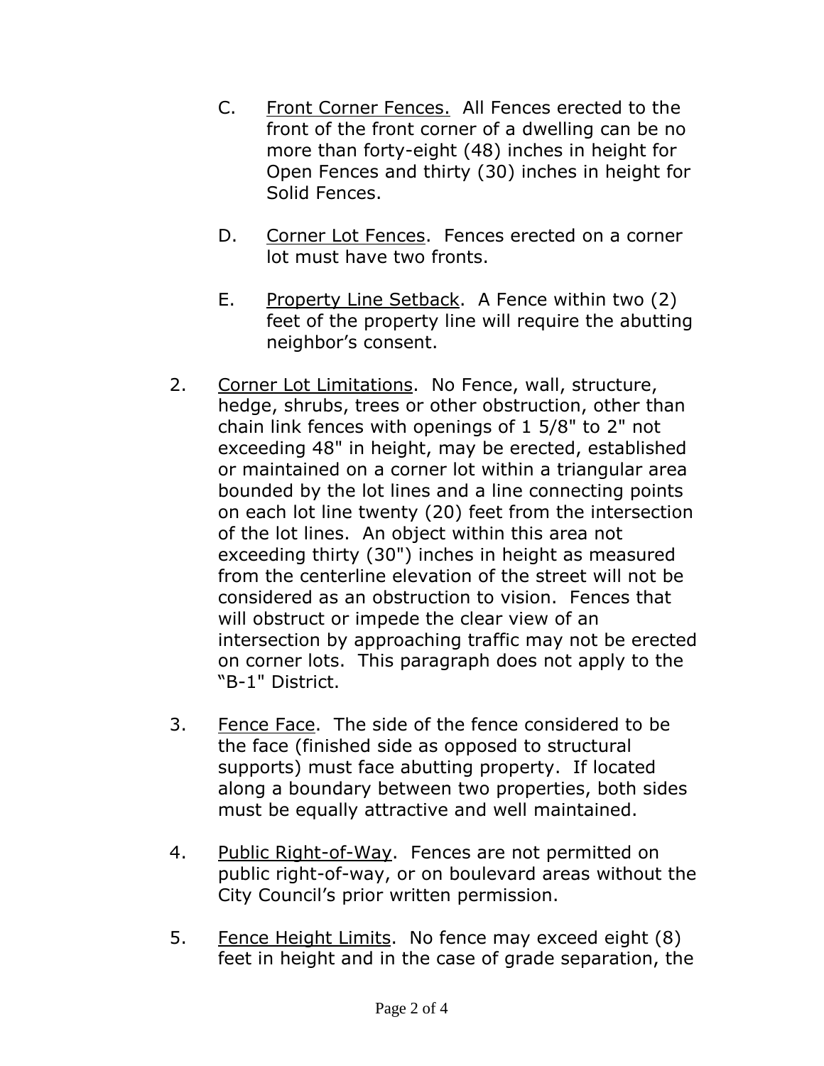C. Front Corner Fences. All Fences erected to the front of the front corner of a dwelling can be no more than forty-eight (48) inches in height for Open Fences and thirty (30) inches in height for Solid Fences.

D. Corner Lot Fences. Fences erected on a corner lot must have two fronts.

E. Property Line Setback. A Fence within two (2) feet of the property line will require the abutting neighbor's consent.

2. Corner Lot Limitations. No Fence, wall, structure, hedge, shrubs, trees or other obstruction, other than chain link fences with openings of 1 5/8" to 2" not exceeding 48" in height, may be erected, established or maintained on a corner lot within a triangular area bounded by the lot lines and a line connecting points on each lot line twenty (20) feet from the intersection of the lot lines. An object within this area not exceeding thirty (30") inches in height as measured from the centerline elevation of the street will not be considered as an obstruction to vision. Fences that will obstruct or impede the clear view of an intersection by approaching traffic may not be erected on corner lots. This paragraph does not apply to the "B-1" District.

3. Fence Face. The side of the fence considered to be the face (finished side as opposed to structural supports) must face abutting property. If located along a boundary between two properties, both sides must be equally attractive and well maintained.

4. Public Right-of-Way. Fences are not permitted on public right-of-way, or on boulevard areas without the City Council's prior written permission.

5. Fence Height Limits. No fence may exceed eight (8) feet in height and in the case of grade separation, the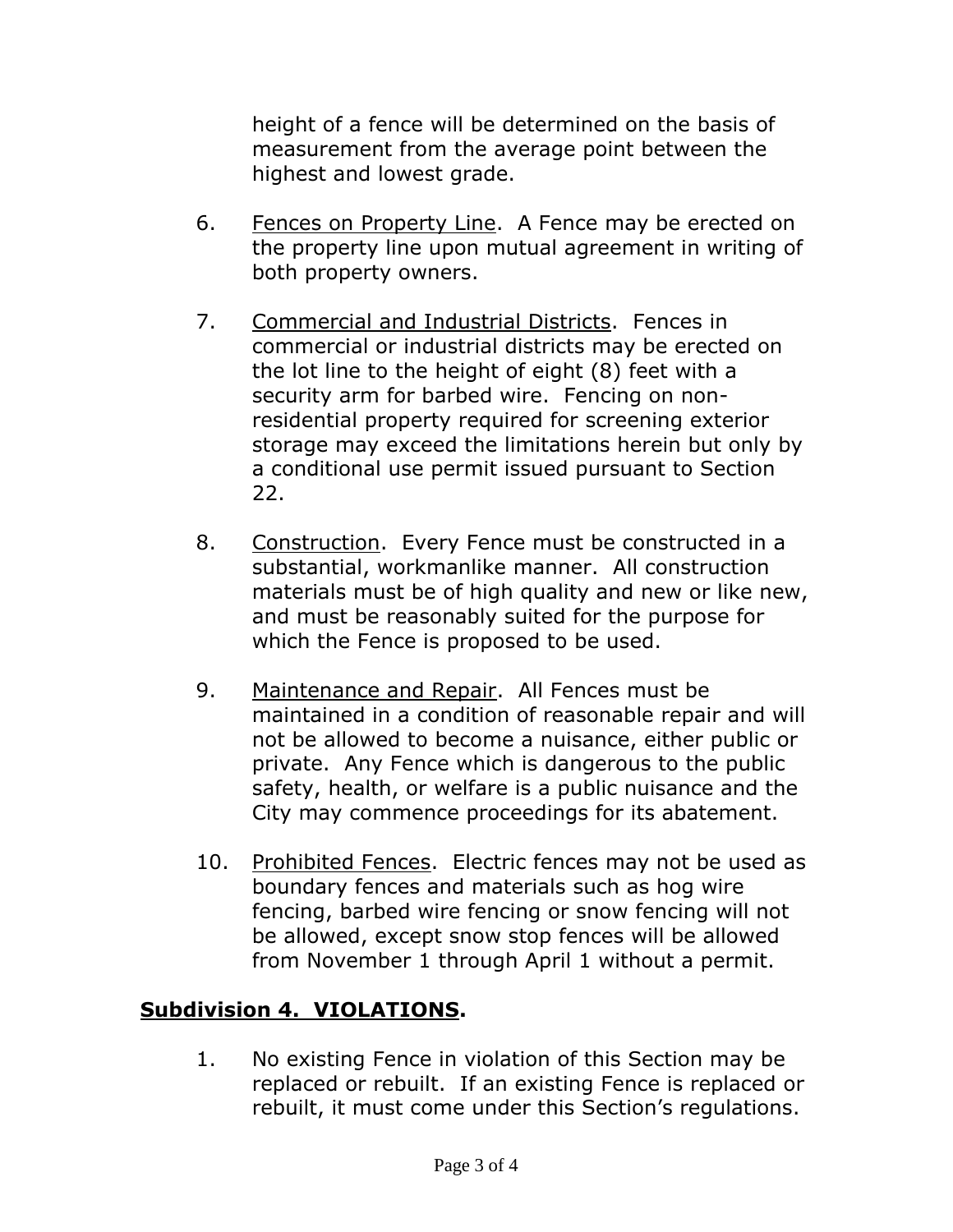height of a fence will be determined on the basis of measurement from the average point between the highest and lowest grade.

6. Fences on Property Line. A Fence may be erected on the property line upon mutual agreement in writing of both property owners.

7. Commercial and Industrial Districts. Fences in commercial or industrial districts may be erected on the lot line to the height of eight (8) feet with a security arm for barbed wire. Fencing on non-residential property required for screening exterior storage may exceed the limitations herein but only by a conditional use permit issued pursuant to Section 22.

8. Construction. Every Fence must be constructed in a substantial, workmanlike manner. All construction materials must be of high quality and new or like new, and must be reasonably suited for the purpose for which the Fence is proposed to be used.

9. Maintenance and Repair. All Fences must be maintained in a condition of reasonable repair and will not be allowed to become a nuisance, either public or private. Any Fence which is dangerous to the public safety, health, or welfare is a public nuisance and the City may commence proceedings for its abatement.

10. Prohibited Fences. Electric fences may not be used as boundary fences and materials such as hog wire fencing, barbed wire fencing or snow fencing will not be allowed, except snow stop fences will be allowed from November 1 through April 1 without a permit.

## **Subdivision 4. VIOLATIONS.**

1. No existing Fence in violation of this Section may be replaced or rebuilt. If an existing Fence is replaced or rebuilt, it must come under this Section's regulations.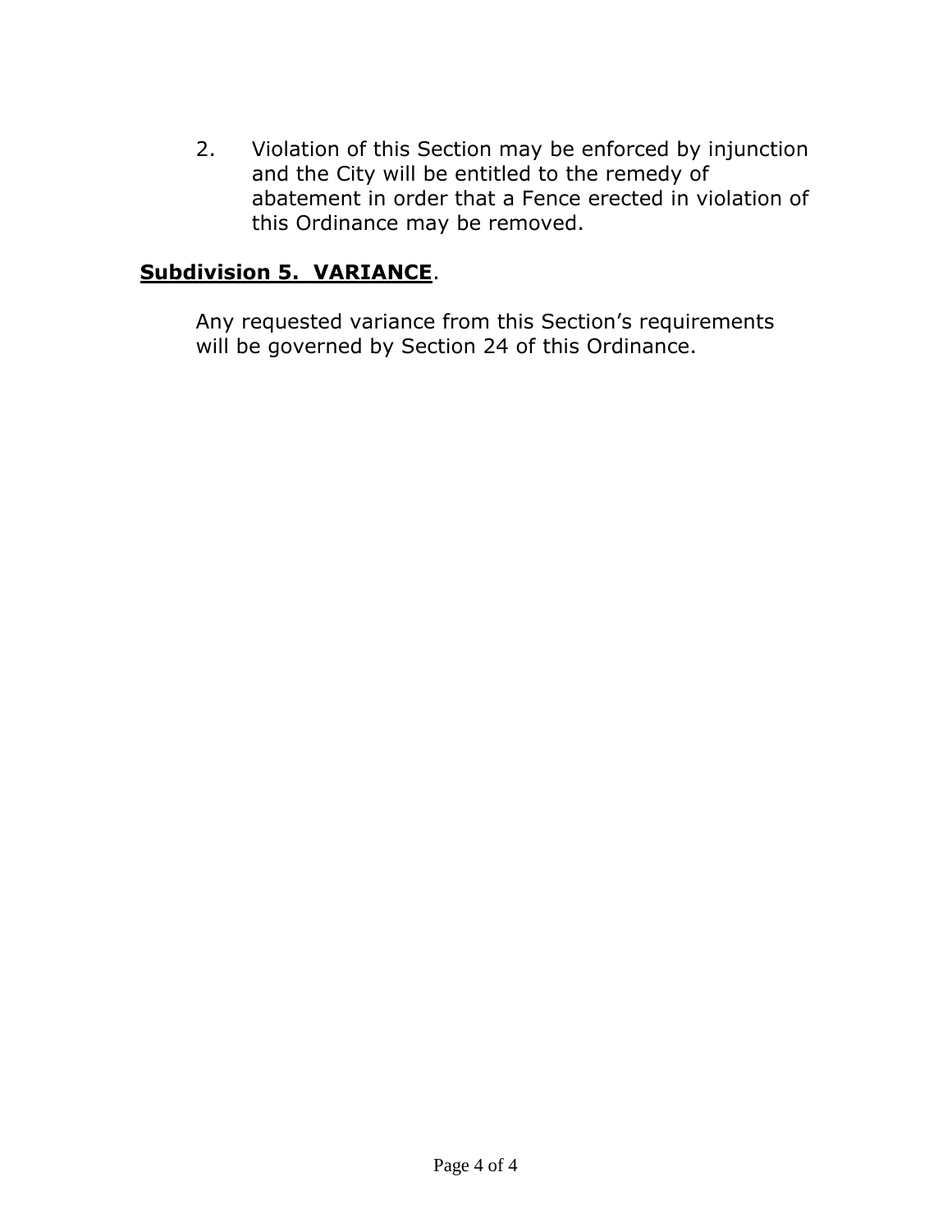2. Violation of this Section may be enforced by injunction and the City will be entitled to the remedy of abatement in order that a Fence erected in violation of this Ordinance may be removed.

## **Subdivision 5. VARIANCE**.

Any requested variance from this Section's requirements will be governed by Section 24 of this Ordinance.